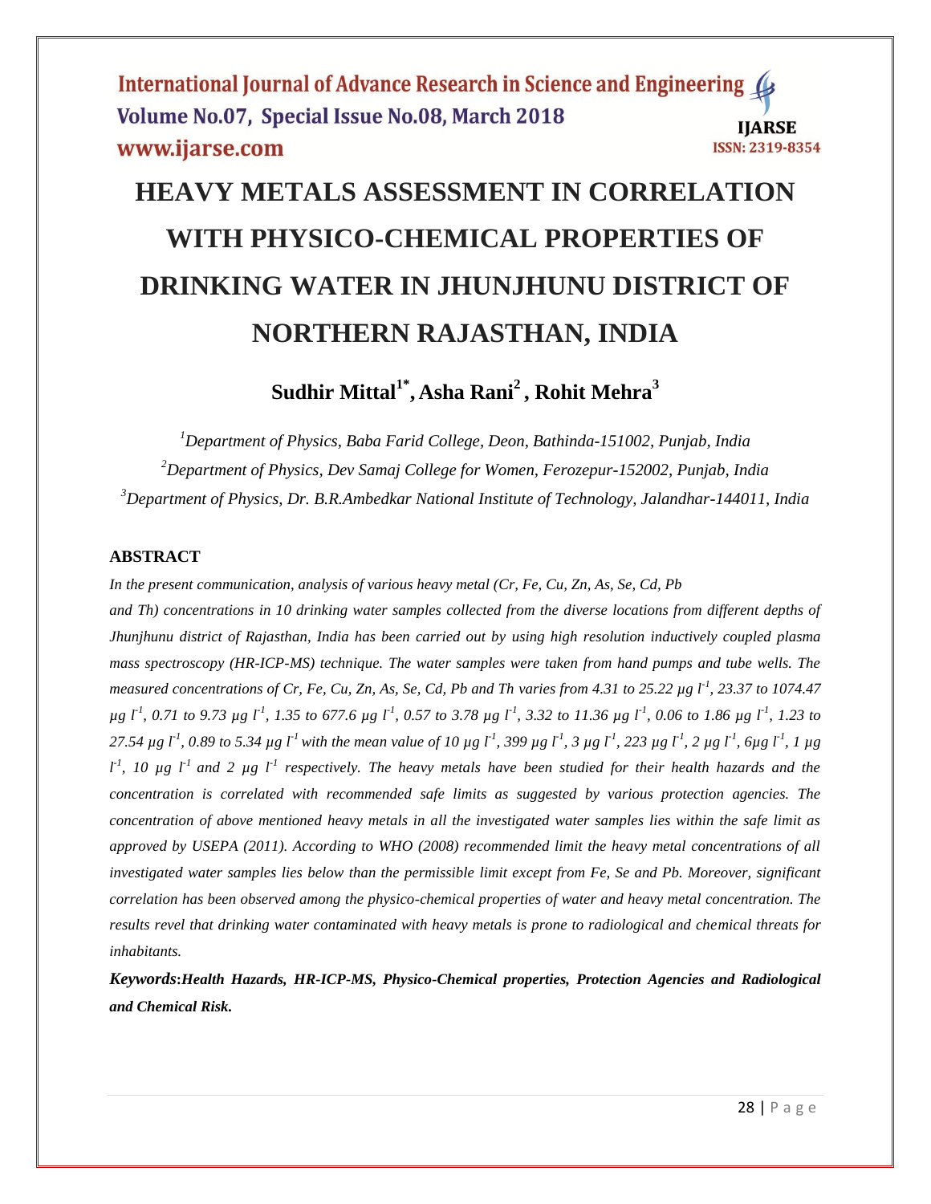# HEAVY METALS ASSESSMENT IN CORRELATION WITH PHYSICO-CHEMICAL PROPERTIES OF DRINKING WATER IN JHUNJHUNU DISTRICT OF NORTHERN RAJASTHAN, INDIA

**Sudhir Mittal[1*], Asha Rani[2], Rohit Mehra[3]**

[1]*Department of Physics, Baba Farid College, Deon, Bathinda-151002, Punjab, India*

[2]*Department of Physics, Dev Samaj College for Women, Ferozepur-152002, Punjab, India*

[3]*Department of Physics, Dr. B.R.Ambedkar National Institute of Technology, Jalandhar-144011, India*

## ABSTRACT

*In the present communication, analysis of various heavy metal (Cr, Fe, Cu, Zn, As, Se, Cd, Pb and Th) concentrations in 10 drinking water samples collected from the diverse locations from different depths of Jhunjhunu district of Rajasthan, India has been carried out by using high resolution inductively coupled plasma mass spectroscopy (HR-ICP-MS) technique. The water samples were taken from hand pumps and tube wells. The measured concentrations of Cr, Fe, Cu, Zn, As, Se, Cd, Pb and Th varies from 4.31 to 25.22 µg $l^{-1}$, 23.37 to 1074.47 µg $l^{-1}$, 0.71 to 9.73 µg $l^{-1}$, 1.35 to 677.6 µg $l^{-1}$, 0.57 to 3.78 µg $l^{-1}$, 3.32 to 11.36 µg $l^{-1}$, 0.06 to 1.86 µg $l^{-1}$, 1.23 to 27.54 µg $l^{-1}$, 0.89 to 5.34 µg $l^{-1}$ with the mean value of 10 µg $l^{-1}$, 399 µg $l^{-1}$, 3 µg $l^{-1}$, 223 µg $l^{-1}$, 2 µg $l^{-1}$, 6µg $l^{-1}$, 1 µg $l^{-1}$, 10 µg $l^{-1}$ and 2 µg $l^{-1}$ respectively. The heavy metals have been studied for their health hazards and the concentration is correlated with recommended safe limits as suggested by various protection agencies. The concentration of above mentioned heavy metals in all the investigated water samples lies within the safe limit as approved by USEPA (2011). According to WHO (2008) recommended limit the heavy metal concentrations of all investigated water samples lies below than the permissible limit except from Fe, Se and Pb. Moreover, significant correlation has been observed among the physico-chemical properties of water and heavy metal concentration. The results revel that drinking water contaminated with heavy metals is prone to radiological and chemical threats for inhabitants.*

***Keywords*:*Health Hazards, HR-ICP-MS, Physico-Chemical properties, Protection Agencies and Radiological and Chemical Risk.***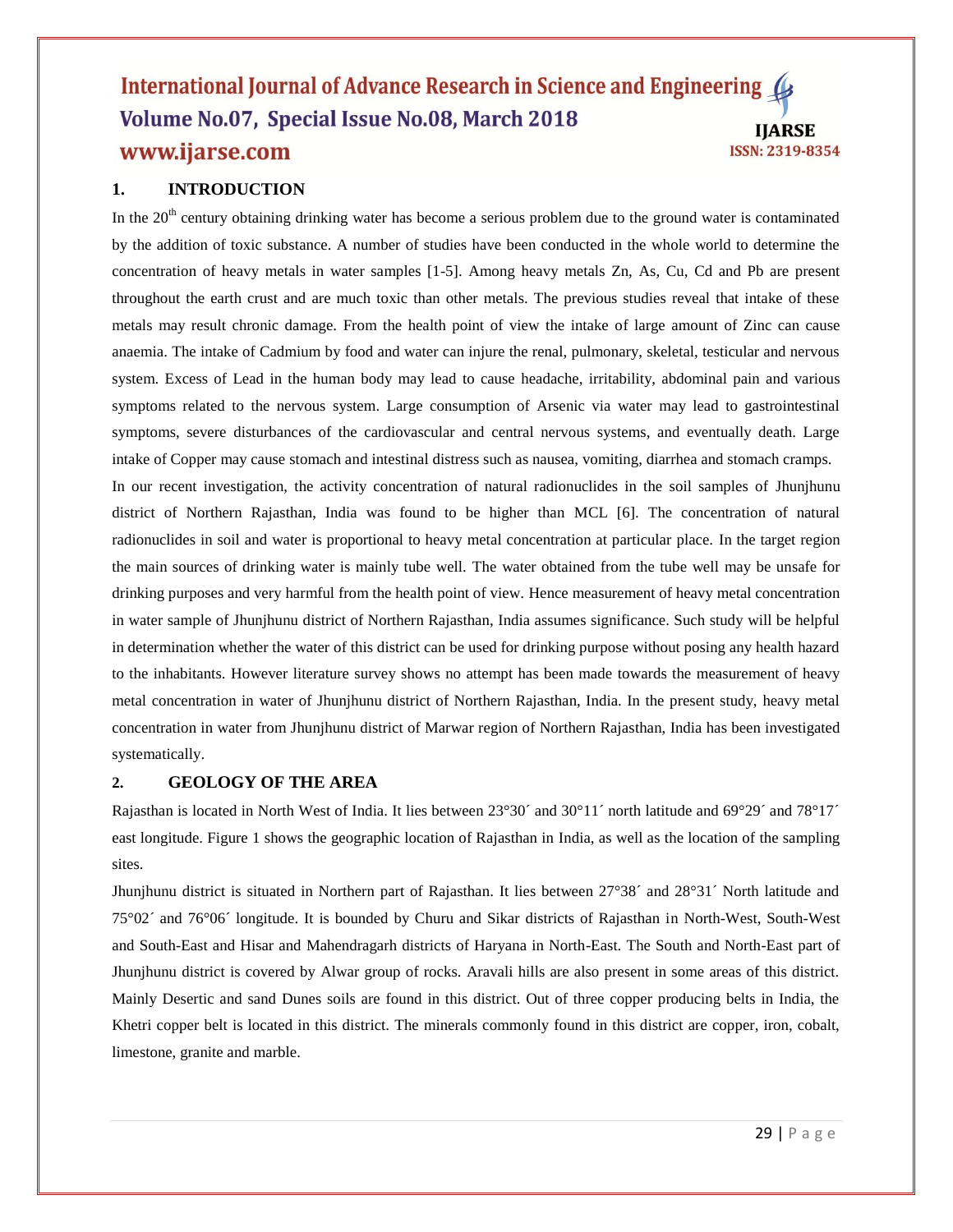## 1. INTRODUCTION

In the 20$^{th}$ century obtaining drinking water has become a serious problem due to the ground water is contaminated by the addition of toxic substance. A number of studies have been conducted in the whole world to determine the concentration of heavy metals in water samples [1-5]. Among heavy metals Zn, As, Cu, Cd and Pb are present throughout the earth crust and are much toxic than other metals. The previous studies reveal that intake of these metals may result chronic damage. From the health point of view the intake of large amount of Zinc can cause anaemia. The intake of Cadmium by food and water can injure the renal, pulmonary, skeletal, testicular and nervous system. Excess of Lead in the human body may lead to cause headache, irritability, abdominal pain and various symptoms related to the nervous system. Large consumption of Arsenic via water may lead to gastrointestinal symptoms, severe disturbances of the cardiovascular and central nervous systems, and eventually death. Large intake of Copper may cause stomach and intestinal distress such as nausea, vomiting, diarrhea and stomach cramps.

In our recent investigation, the activity concentration of natural radionuclides in the soil samples of Jhunjhunu district of Northern Rajasthan, India was found to be higher than MCL [6]. The concentration of natural radionuclides in soil and water is proportional to heavy metal concentration at particular place. In the target region the main sources of drinking water is mainly tube well. The water obtained from the tube well may be unsafe for drinking purposes and very harmful from the health point of view. Hence measurement of heavy metal concentration in water sample of Jhunjhunu district of Northern Rajasthan, India assumes significance. Such study will be helpful in determination whether the water of this district can be used for drinking purpose without posing any health hazard to the inhabitants. However literature survey shows no attempt has been made towards the measurement of heavy metal concentration in water of Jhunjhunu district of Northern Rajasthan, India. In the present study, heavy metal concentration in water from Jhunjhunu district of Marwar region of Northern Rajasthan, India has been investigated systematically.

## 2. GEOLOGY OF THE AREA

Rajasthan is located in North West of India. It lies between 23°30´ and 30°11´ north latitude and 69°29´ and 78°17´ east longitude. Figure 1 shows the geographic location of Rajasthan in India, as well as the location of the sampling sites.

Jhunjhunu district is situated in Northern part of Rajasthan. It lies between 27°38´ and 28°31´ North latitude and 75°02´ and 76°06´ longitude. It is bounded by Churu and Sikar districts of Rajasthan in North-West, South-West and South-East and Hisar and Mahendragarh districts of Haryana in North-East. The South and North-East part of Jhunjhunu district is covered by Alwar group of rocks. Aravali hills are also present in some areas of this district. Mainly Desertic and sand Dunes soils are found in this district. Out of three copper producing belts in India, the Khetri copper belt is located in this district. The minerals commonly found in this district are copper, iron, cobalt, limestone, granite and marble.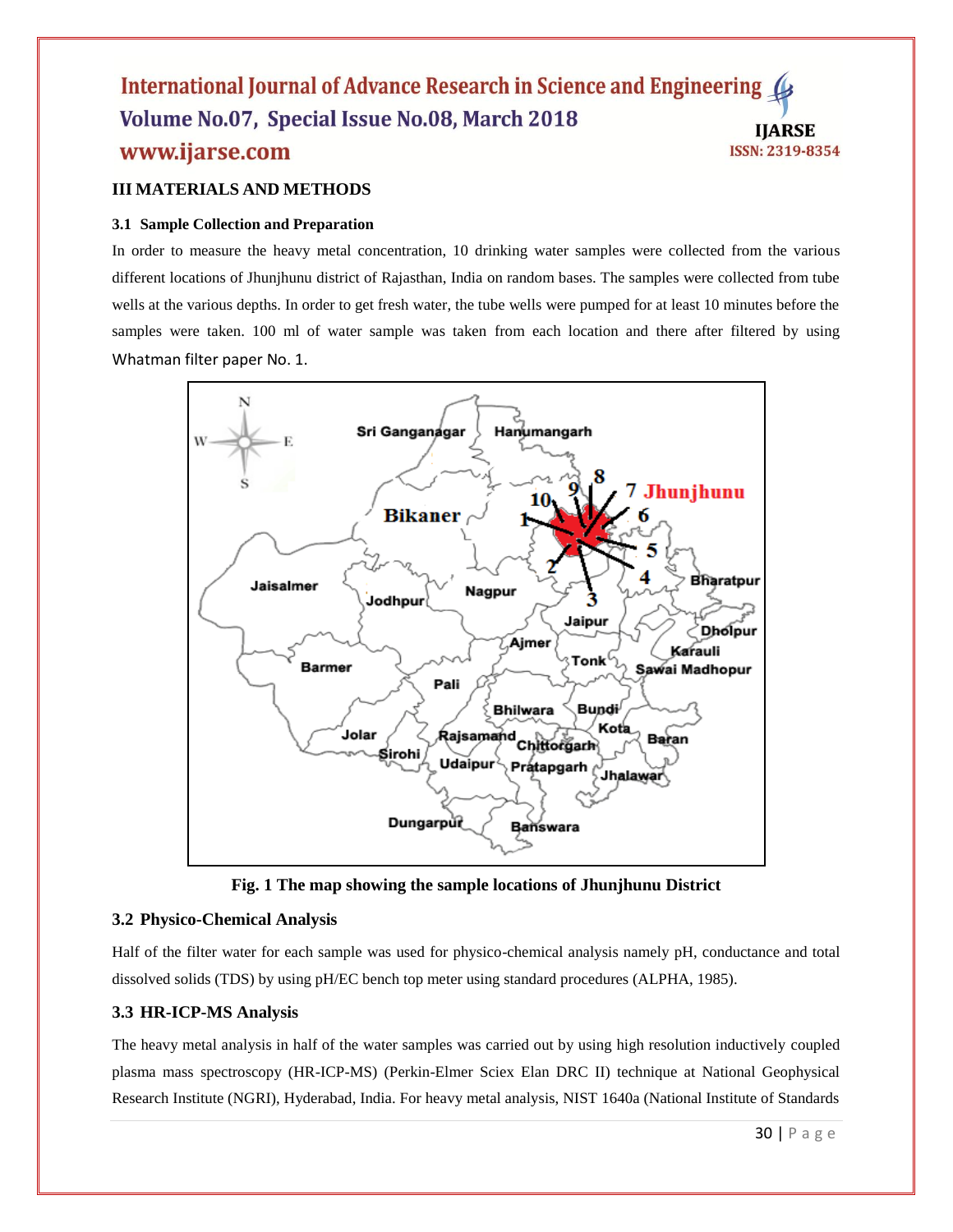## III MATERIALS AND METHODS

### 3.1 Sample Collection and Preparation

In order to measure the heavy metal concentration, 10 drinking water samples were collected from the various different locations of Jhunjhunu district of Rajasthan, India on random bases. The samples were collected from tube wells at the various depths. In order to get fresh water, the tube wells were pumped for at least 10 minutes before the samples were taken. 100 ml of water sample was taken from each location and there after filtered by using Whatman filter paper No. 1.

**Fig. 1 The map showing the sample locations of Jhunjhunu District**

### 3.2 Physico-Chemical Analysis

Half of the filter water for each sample was used for physico-chemical analysis namely pH, conductance and total dissolved solids (TDS) by using pH/EC bench top meter using standard procedures (ALPHA, 1985).

### 3.3 HR-ICP-MS Analysis

The heavy metal analysis in half of the water samples was carried out by using high resolution inductively coupled plasma mass spectroscopy (HR-ICP-MS) (Perkin-Elmer Sciex Elan DRC II) technique at National Geophysical Research Institute (NGRI), Hyderabad, India. For heavy metal analysis, NIST 1640a (National Institute of Standards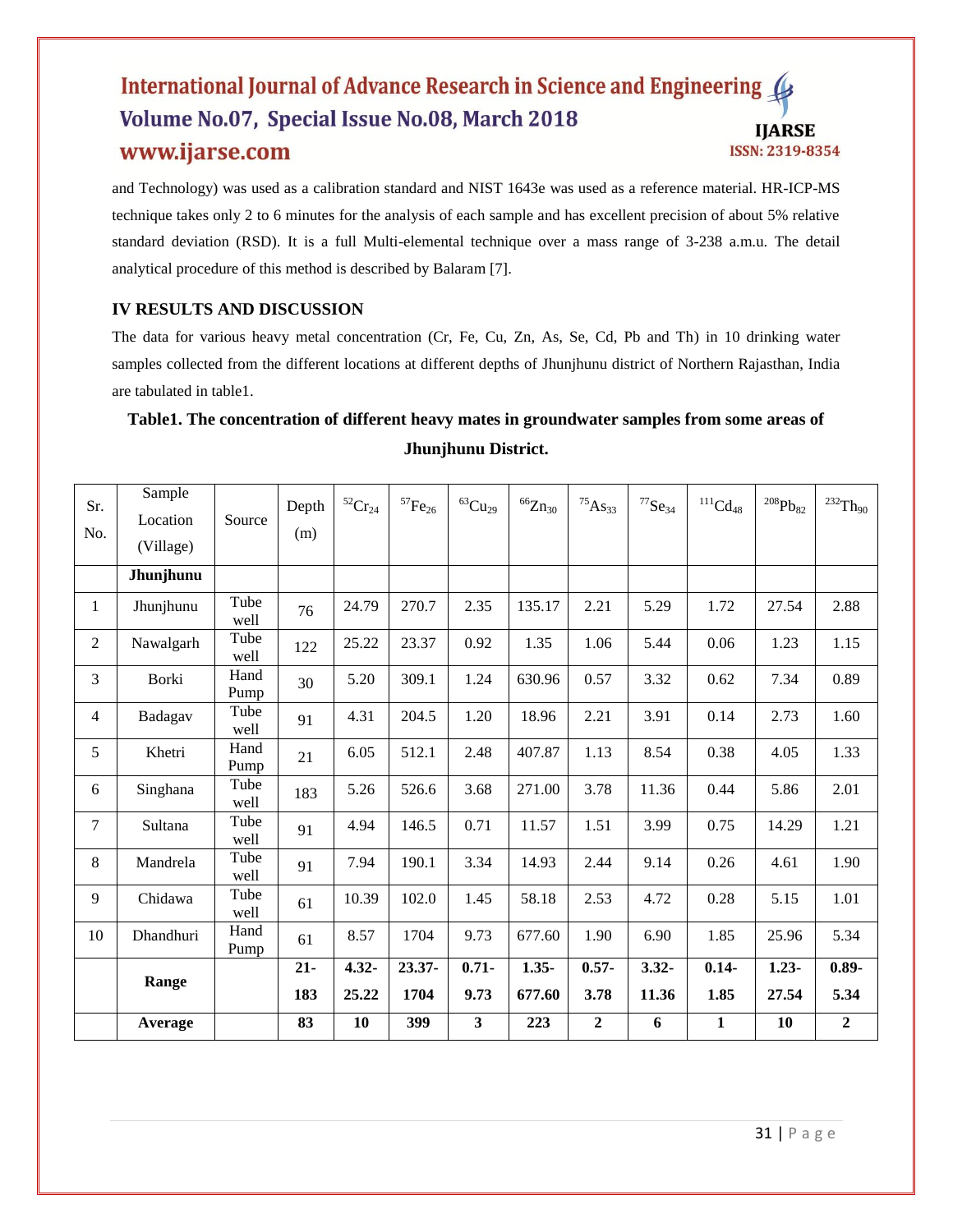and Technology) was used as a calibration standard and NIST 1643e was used as a reference material. HR-ICP-MS technique takes only 2 to 6 minutes for the analysis of each sample and has excellent precision of about 5% relative standard deviation (RSD). It is a full Multi-elemental technique over a mass range of 3-238 a.m.u. The detail analytical procedure of this method is described by Balaram [7].

## IV RESULTS AND DISCUSSION

The data for various heavy metal concentration (Cr, Fe, Cu, Zn, As, Se, Cd, Pb and Th) in 10 drinking water samples collected from the different locations at different depths of Jhunjhunu district of Northern Rajasthan, India are tabulated in table1.

**Table1. The concentration of different heavy mates in groundwater samples from some areas of Jhunjhunu District.**

| Sr. No. | Sample Location (Village) | Source | Depth (m) | $^{52}Cr_{24}$ | $^{57}Fe_{26}$ | $^{63}Cu_{29}$ | $^{66}Zn_{30}$ | $^{75}As_{33}$ | $^{77}Se_{34}$ | $^{111}Cd_{48}$ | $^{208}Pb_{82}$ | $^{232}Th_{90}$ |
|---|---|---|---|---|---|---|---|---|---|---|---|---|
| | **Jhunjhunu** | | | | | | | | | | | |
| 1 | Jhunjhunu | Tube well | 76 | 24.79 | 270.7 | 2.35 | 135.17 | 2.21 | 5.29 | 1.72 | 27.54 | 2.88 |
| 2 | Nawalgarh | Tube well | 122 | 25.22 | 23.37 | 0.92 | 1.35 | 1.06 | 5.44 | 0.06 | 1.23 | 1.15 |
| 3 | Borki | Hand Pump | 30 | 5.20 | 309.1 | 1.24 | 630.96 | 0.57 | 3.32 | 0.62 | 7.34 | 0.89 |
| 4 | Badagav | Tube well | 91 | 4.31 | 204.5 | 1.20 | 18.96 | 2.21 | 3.91 | 0.14 | 2.73 | 1.60 |
| 5 | Khetri | Hand Pump | 21 | 6.05 | 512.1 | 2.48 | 407.87 | 1.13 | 8.54 | 0.38 | 4.05 | 1.33 |
| 6 | Singhana | Tube well | 183 | 5.26 | 526.6 | 3.68 | 271.00 | 3.78 | 11.36 | 0.44 | 5.86 | 2.01 |
| 7 | Sultana | Tube well | 91 | 4.94 | 146.5 | 0.71 | 11.57 | 1.51 | 3.99 | 0.75 | 14.29 | 1.21 |
| 8 | Mandrela | Tube well | 91 | 7.94 | 190.1 | 3.34 | 14.93 | 2.44 | 9.14 | 0.26 | 4.61 | 1.90 |
| 9 | Chidawa | Tube well | 61 | 10.39 | 102.0 | 1.45 | 58.18 | 2.53 | 4.72 | 0.28 | 5.15 | 1.01 |
| 10 | Dhandhuri | Hand Pump | 61 | 8.57 | 1704 | 9.73 | 677.60 | 1.90 | 6.90 | 1.85 | 25.96 | 5.34 |
| | **Range** | | **21-183** | **4.32-25.22** | **23.37-1704** | **0.71-9.73** | **1.35-677.60** | **0.57-3.78** | **3.32-11.36** | **0.14-1.85** | **1.23-27.54** | **0.89-5.34** |
| | **Average** | | **83** | **10** | **399** | **3** | **223** | **2** | **6** | **1** | **10** | **2** |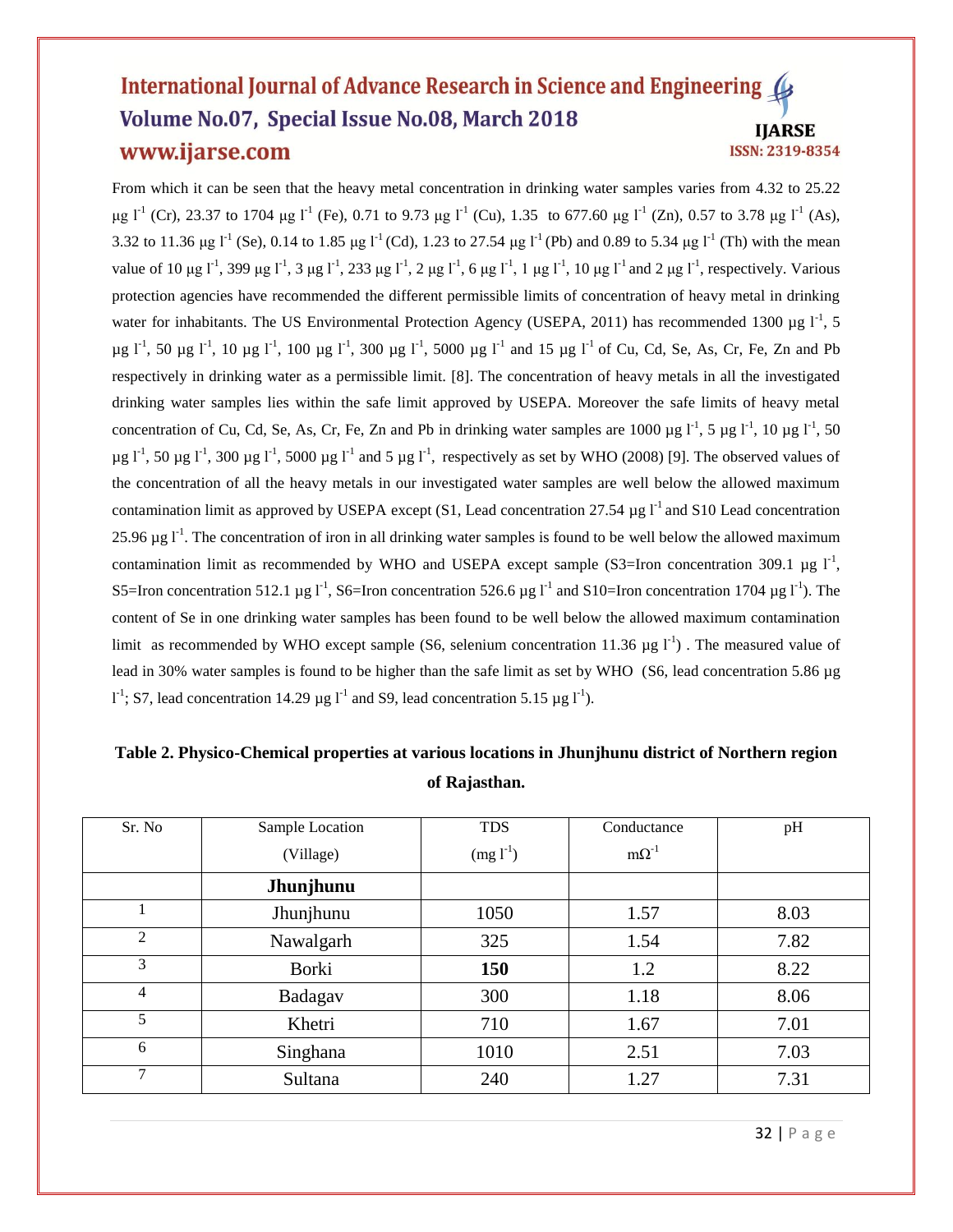From which it can be seen that the heavy metal concentration in drinking water samples varies from 4.32 to 25.22 μg $l^{-1}$ (Cr), 23.37 to 1704 μg $l^{-1}$ (Fe), 0.71 to 9.73 μg $l^{-1}$ (Cu), 1.35 to 677.60 μg $l^{-1}$ (Zn), 0.57 to 3.78 μg $l^{-1}$ (As), 3.32 to 11.36 μg $l^{-1}$ (Se), 0.14 to 1.85 μg $l^{-1}$ (Cd), 1.23 to 27.54 μg $l^{-1}$ (Pb) and 0.89 to 5.34 μg $l^{-1}$ (Th) with the mean value of 10 μg $l^{-1}$, 399 μg $l^{-1}$, 3 μg $l^{-1}$, 233 μg $l^{-1}$, 2 μg $l^{-1}$, 6 μg $l^{-1}$, 1 μg $l^{-1}$, 10 μg $l^{-1}$ and 2 μg $l^{-1}$, respectively. Various protection agencies have recommended the different permissible limits of concentration of heavy metal in drinking water for inhabitants. The US Environmental Protection Agency (USEPA, 2011) has recommended 1300 μg $l^{-1}$, 5 μg $l^{-1}$, 50 μg $l^{-1}$, 10 μg $l^{-1}$, 100 μg $l^{-1}$, 300 μg $l^{-1}$, 5000 μg $l^{-1}$ and 15 μg $l^{-1}$ of Cu, Cd, Se, As, Cr, Fe, Zn and Pb respectively in drinking water as a permissible limit. [8]. The concentration of heavy metals in all the investigated drinking water samples lies within the safe limit approved by USEPA. Moreover the safe limits of heavy metal concentration of Cu, Cd, Se, As, Cr, Fe, Zn and Pb in drinking water samples are 1000 μg $l^{-1}$, 5 μg $l^{-1}$, 10 μg $l^{-1}$, 50 μg $l^{-1}$, 50 μg $l^{-1}$, 300 μg $l^{-1}$, 5000 μg $l^{-1}$ and 5 μg $l^{-1}$, respectively as set by WHO (2008) [9]. The observed values of the concentration of all the heavy metals in our investigated water samples are well below the allowed maximum contamination limit as approved by USEPA except (S1, Lead concentration 27.54 μg $l^{-1}$ and S10 Lead concentration 25.96 μg $l^{-1}$. The concentration of iron in all drinking water samples is found to be well below the allowed maximum contamination limit as recommended by WHO and USEPA except sample (S3=Iron concentration 309.1 μg $l^{-1}$, S5=Iron concentration 512.1 μg $l^{-1}$, S6=Iron concentration 526.6 μg $l^{-1}$ and S10=Iron concentration 1704 μg $l^{-1}$). The content of Se in one drinking water samples has been found to be well below the allowed maximum contamination limit as recommended by WHO except sample (S6, selenium concentration 11.36 μg $l^{-1}$) . The measured value of lead in 30% water samples is found to be higher than the safe limit as set by WHO (S6, lead concentration 5.86 μg $l^{-1}$; S7, lead concentration 14.29 μg $l^{-1}$ and S9, lead concentration 5.15 μg $l^{-1}$).

**Table 2. Physico-Chemical properties at various locations in Jhunjhunu district of Northern region of Rajasthan.**

| Sr. No | Sample Location (Village) | TDS (mg $l^{-1}$) | Conductance m$\Omega^{-1}$ | pH |
|---|---|---|---|---|
| | **Jhunjhunu** | | | |
| 1 | Jhunjhunu | 1050 | 1.57 | 8.03 |
| 2 | Nawalgarh | 325 | 1.54 | 7.82 |
| 3 | Borki | **150** | 1.2 | 8.22 |
| 4 | Badagav | 300 | 1.18 | 8.06 |
| 5 | Khetri | 710 | 1.67 | 7.01 |
| 6 | Singhana | 1010 | 2.51 | 7.03 |
| 7 | Sultana | 240 | 1.27 | 7.31 |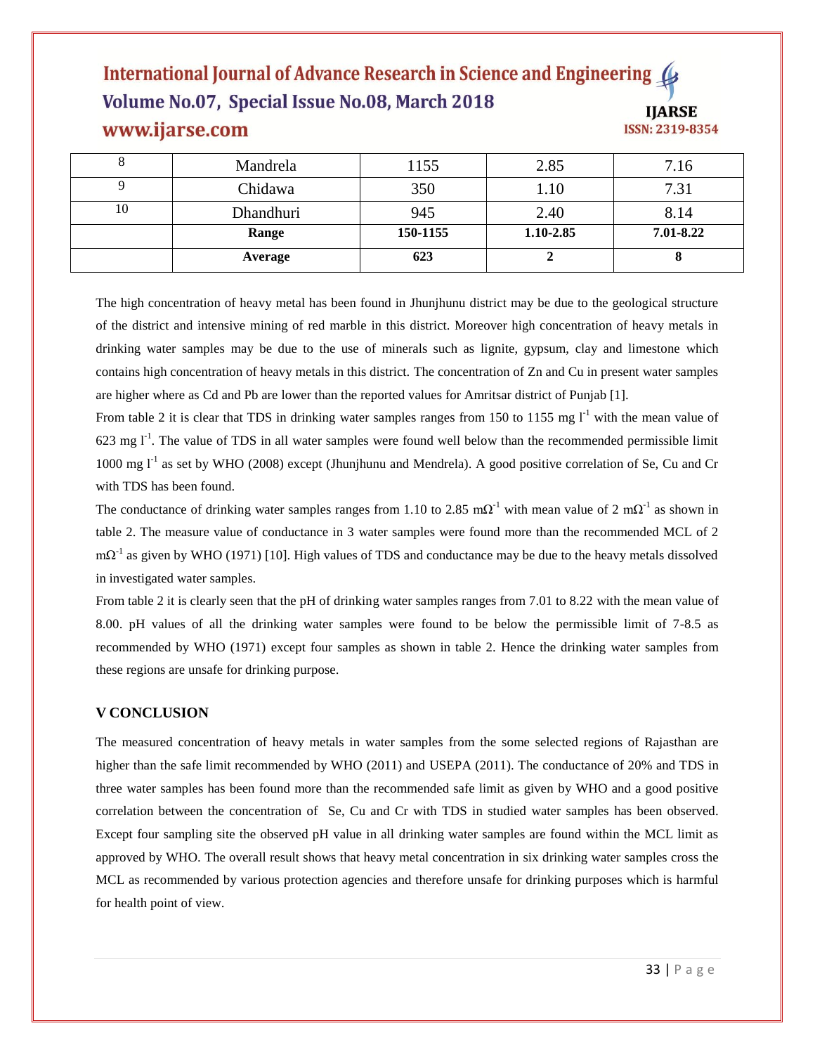| 8 | Mandrela | 1155 | 2.85 | 7.16 |
|---|---|---|---|---|
| 9 | Chidawa | 350 | 1.10 | 7.31 |
| 10 | Dhandhuri | 945 | 2.40 | 8.14 |
| | **Range** | **150-1155** | **1.10-2.85** | **7.01-8.22** |
| | **Average** | **623** | **2** | **8** |

The high concentration of heavy metal has been found in Jhunjhunu district may be due to the geological structure of the district and intensive mining of red marble in this district. Moreover high concentration of heavy metals in drinking water samples may be due to the use of minerals such as lignite, gypsum, clay and limestone which contains high concentration of heavy metals in this district. The concentration of Zn and Cu in present water samples are higher where as Cd and Pb are lower than the reported values for Amritsar district of Punjab [1].

From table 2 it is clear that TDS in drinking water samples ranges from 150 to 1155 mg $l^{-1}$ with the mean value of 623 mg $l^{-1}$. The value of TDS in all water samples were found well below than the recommended permissible limit 1000 mg $l^{-1}$ as set by WHO (2008) except (Jhunjhunu and Mendrela). A good positive correlation of Se, Cu and Cr with TDS has been found.

The conductance of drinking water samples ranges from 1.10 to 2.85 m$\Omega^{-1}$ with mean value of 2 m$\Omega^{-1}$ as shown in table 2. The measure value of conductance in 3 water samples were found more than the recommended MCL of 2 m$\Omega^{-1}$ as given by WHO (1971) [10]. High values of TDS and conductance may be due to the heavy metals dissolved in investigated water samples.

From table 2 it is clearly seen that the pH of drinking water samples ranges from 7.01 to 8.22 with the mean value of 8.00. pH values of all the drinking water samples were found to be below the permissible limit of 7-8.5 as recommended by WHO (1971) except four samples as shown in table 2. Hence the drinking water samples from these regions are unsafe for drinking purpose.

## V CONCLUSION

The measured concentration of heavy metals in water samples from the some selected regions of Rajasthan are higher than the safe limit recommended by WHO (2011) and USEPA (2011). The conductance of 20% and TDS in three water samples has been found more than the recommended safe limit as given by WHO and a good positive correlation between the concentration of Se, Cu and Cr with TDS in studied water samples has been observed. Except four sampling site the observed pH value in all drinking water samples are found within the MCL limit as approved by WHO. The overall result shows that heavy metal concentration in six drinking water samples cross the MCL as recommended by various protection agencies and therefore unsafe for drinking purposes which is harmful for health point of view.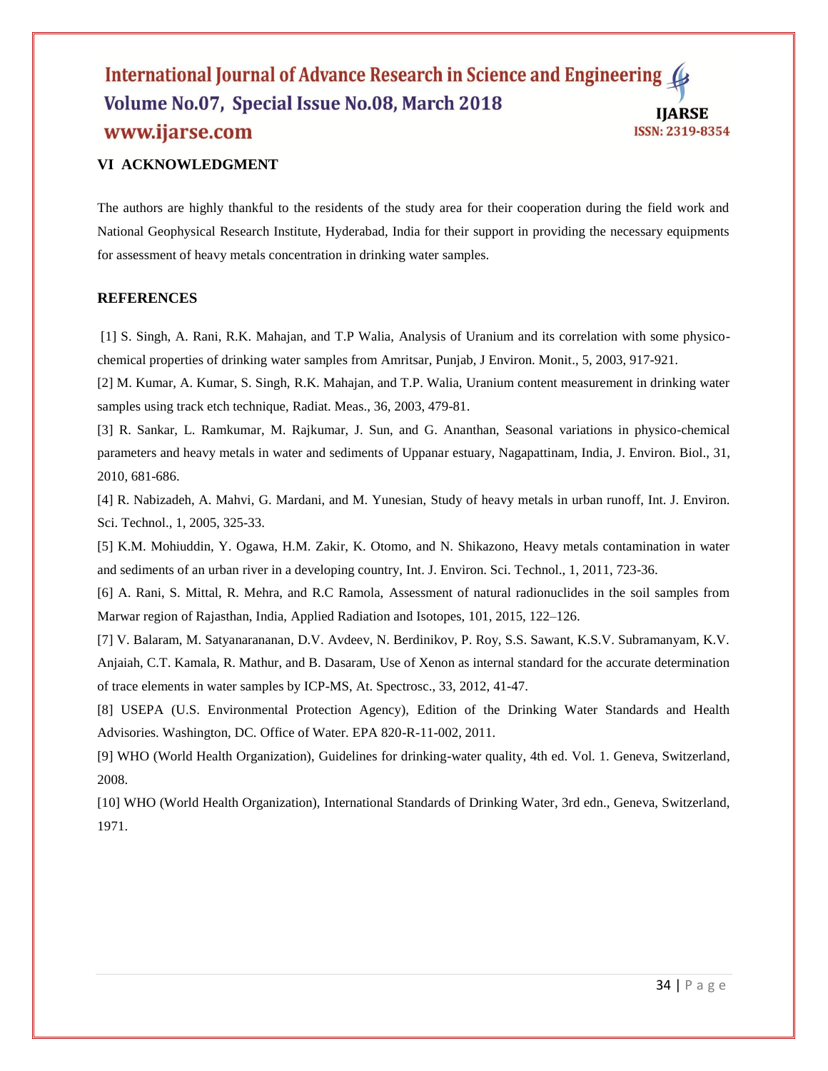## VI ACKNOWLEDGMENT

The authors are highly thankful to the residents of the study area for their cooperation during the field work and National Geophysical Research Institute, Hyderabad, India for their support in providing the necessary equipments for assessment of heavy metals concentration in drinking water samples.

## REFERENCES

[1] S. Singh, A. Rani, R.K. Mahajan, and T.P Walia, Analysis of Uranium and its correlation with some physico-chemical properties of drinking water samples from Amritsar, Punjab, J Environ. Monit., 5, 2003, 917-921.

[2] M. Kumar, A. Kumar, S. Singh, R.K. Mahajan, and T.P. Walia, Uranium content measurement in drinking water samples using track etch technique, Radiat. Meas., 36, 2003, 479-81.

[3] R. Sankar, L. Ramkumar, M. Rajkumar, J. Sun, and G. Ananthan, Seasonal variations in physico-chemical parameters and heavy metals in water and sediments of Uppanar estuary, Nagapattinam, India, J. Environ. Biol., 31, 2010, 681-686.

[4] R. Nabizadeh, A. Mahvi, G. Mardani, and M. Yunesian, Study of heavy metals in urban runoff, Int. J. Environ. Sci. Technol., 1, 2005, 325-33.

[5] K.M. Mohiuddin, Y. Ogawa, H.M. Zakir, K. Otomo, and N. Shikazono, Heavy metals contamination in water and sediments of an urban river in a developing country, Int. J. Environ. Sci. Technol., 1, 2011, 723-36.

[6] A. Rani, S. Mittal, R. Mehra, and R.C Ramola, Assessment of natural radionuclides in the soil samples from Marwar region of Rajasthan, India, Applied Radiation and Isotopes, 101, 2015, 122–126.

[7] V. Balaram, M. Satyanarananan, D.V. Avdeev, N. Berdinikov, P. Roy, S.S. Sawant, K.S.V. Subramanyam, K.V. Anjaiah, C.T. Kamala, R. Mathur, and B. Dasaram, Use of Xenon as internal standard for the accurate determination of trace elements in water samples by ICP-MS, At. Spectrosc., 33, 2012, 41-47.

[8] USEPA (U.S. Environmental Protection Agency), Edition of the Drinking Water Standards and Health Advisories. Washington, DC. Office of Water. EPA 820-R-11-002, 2011.

[9] WHO (World Health Organization), Guidelines for drinking-water quality, 4th ed. Vol. 1. Geneva, Switzerland, 2008.

[10] WHO (World Health Organization), International Standards of Drinking Water, 3rd edn., Geneva, Switzerland, 1971.